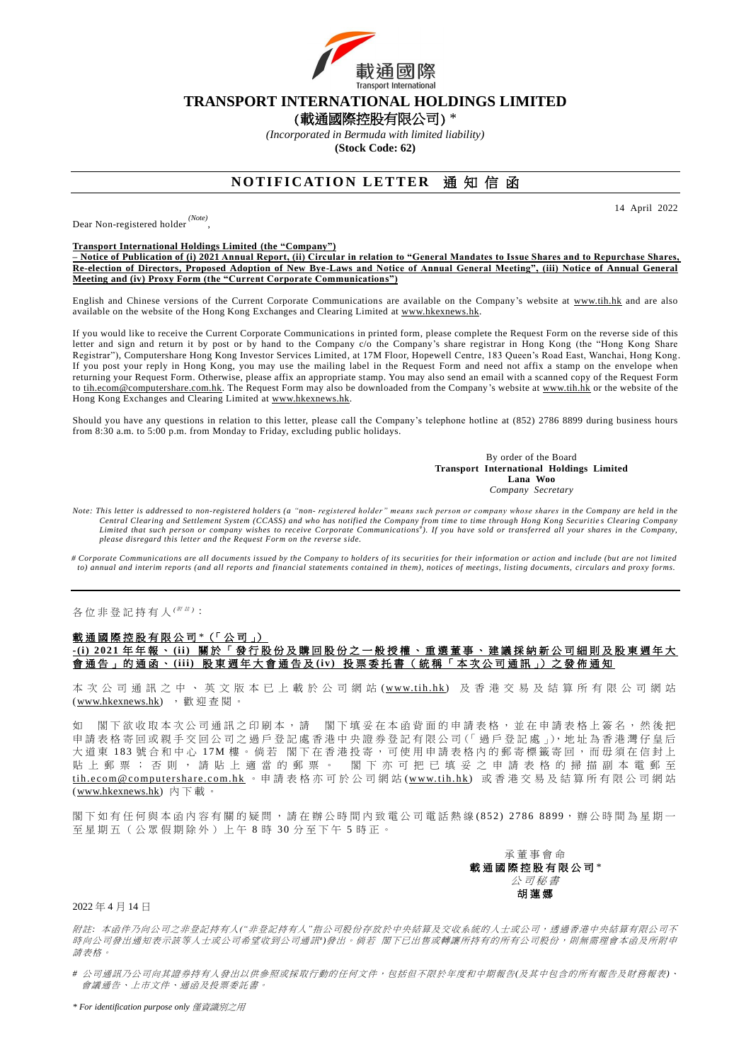# TRANSPORT INTERNATIONAL HOLDINGS LIMITED

**(載通國際控股有限公司)** *

*(Incorporated in Bermuda with limited liability)*

**(Stock Code: 62)**

## NOTIFICATION LETTER 通知信函

14 April 2022

Dear Non-registered holder *(Note)*,

**Transport International Holdings Limited (the "Company") – Notice of Publication of (i) 2021 Annual Report, (ii) Circular in relation to "General Mandates to Issue Shares and to Repurchase Shares, Re-election of Directors, Proposed Adoption of New Bye-Laws and Notice of Annual General Meeting", (iii) Notice of Annual General Meeting and (iv) Proxy Form (the "Current Corporate Communications")**

English and Chinese versions of the Current Corporate Communications are available on the Company's website at www.tih.hk and are also available on the website of the Hong Kong Exchanges and Clearing Limited at www.hkexnews.hk.

If you would like to receive the Current Corporate Communications in printed form, please complete the Request Form on the reverse side of this letter and sign and return it by post or by hand to the Company c/o the Company's share registrar in Hong Kong (the "Hong Kong Share Registrar"), Computershare Hong Kong Investor Services Limited, at 17M Floor, Hopewell Centre, 183 Queen's Road East, Wanchai, Hong Kong. If you post your reply in Hong Kong, you may use the mailing label in the Request Form and need not affix a stamp on the envelope when returning your Request Form. Otherwise, please affix an appropriate stamp. You may also send an email with a scanned copy of the Request Form to tih.ecom@computershare.com.hk. The Request Form may also be downloaded from the Company's website at www.tih.hk or the website of the Hong Kong Exchanges and Clearing Limited at www.hkexnews.hk.

Should you have any questions in relation to this letter, please call the Company's telephone hotline at (852) 2786 8899 during business hours from 8:30 a.m. to 5:00 p.m. from Monday to Friday, excluding public holidays.

By order of the Board
**Transport International Holdings Limited**
**Lana Woo**
*Company Secretary*

*Note: This letter is addressed to non-registered holders (a "non- registered holder" means such person or company whose shares in the Company are held in the Central Clearing and Settlement System (CCASS) and who has notified the Company from time to time through Hong Kong Securities Clearing Company Limited that such person or company wishes to receive Corporate Communications#). If you have sold or transferred all your shares in the Company, please disregard this letter and the Request Form on the reverse side.*

*# Corporate Communications are all documents issued by the Company to holders of its securities for their information or action and include (but are not limited to) annual and interim reports (and all reports and financial statements contained in them), notices of meetings, listing documents, circulars and proxy forms.*

---

各位非登記持有人*(附註)*：

**載通國際控股有限公司*（「公司」）**
**-(i) 2021年年報、(ii) 關於「發行股份及購回股份之一般授權、重選董事、建議採納新公司細則及股東週年大會通告」的通函、(iii) 股東週年大會通告及(iv) 投票委托書（統稱「本次公司通訊」）之發佈通知**

本次公司通訊之中、英文版本已上載於公司網站(www.tih.hk) 及香港交易及結算所有限公司網站(www.hkexnews.hk)，歡迎查閱。

如 閣下欲收取本次公司通訊之印刷本，請 閣下填妥在本函背面的申請表格，並在申請表格上簽名，然後把申請表格寄回或親手交回公司之過戶登記處香港中央證券登記有限公司(「過戶登記處」)，地址為香港灣仔皇后大道東183號合和中心17M樓。倘若 閣下在香港投寄，可使用申請表格內的郵寄標籤寄回，而毋須在信封上貼上郵票；否則，請貼上適當的郵票。 閣下亦可把已填妥之申請表格的掃描副本電郵至tih.ecom@computershare.com.hk。申請表格亦可於公司網站(www.tih.hk) 或香港交易及結算所有限公司網站(www.hkexnews.hk) 內下載。

閣下如有任何與本函內容有關的疑問，請在辦公時間內致電公司電話熱線(852) 2786 8899，辦公時間為星期一至星期五（公眾假期除外）上午8時30分至下午5時正。

承董事會命
**載通國際控股有限公司***
*公司秘書*
**胡蓮娜**

2022年4月14日

*附註: 本函件乃向公司之非登記持有人("非登記持有人"指公司股份存放於中央結算及交收系統的人士或公司，透過香港中央結算有限公司不時向公司發出通知表示該等人士或公司希望收到公司通訊#)發出。倘若 閣下已出售或轉讓所持有的所有公司股份，則無需理會本函及所附申請表格。*

*# 公司通訊乃公司向其證券持有人發出以供參照或採取行動的任何文件，包括但不限於年度和中期報告(及其中包含的所有報告及財務報表)、會議通告、上市文件、通函及投票委託書。*

*\* For identification purpose only 僅資識別之用*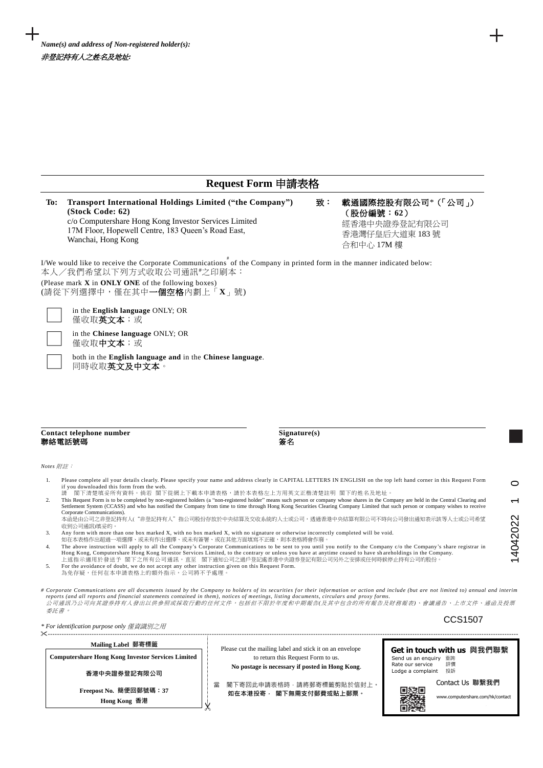*Name(s) and address of Non-registered holder(s):*
***非登記持有人之姓名及地址:***

# Request Form 申請表格

**To: Transport International Holdings Limited ("the Company") (Stock Code: 62)**
c/o Computershare Hong Kong Investor Services Limited
17M Floor, Hopewell Centre, 183 Queen's Road East,
Wanchai, Hong Kong

**致： 載通國際控股有限公司**\*（「公司」）
**（股份編號：62）**
經香港中央證券登記有限公司
香港灣仔皇后大道東 183 號
合和中心 17M 樓

I/We would like to receive the Corporate Communications# of the Company in printed form in the manner indicated below:
本人／我們希望以下列方式收取公司通訊#之印刷本：

(Please mark **X** in **ONLY ONE** of the following boxes)
(請從下列選擇中，僅在其中**一個空格**內劃上「**X**」號)

☐ in the **English language** ONLY; OR
僅收取**英文本**；或

☐ in the **Chinese language** ONLY; OR
僅收取**中文本**；或

☐ both in the **English language and** in the **Chinese language**.
同時收取**英文及中文本**。

**Contact telephone number**
**聯絡電話號碼**

**Signature(s)**
**簽名**

*Notes 附註：*

1. Please complete all your details clearly. Please specify your name and address clearly in CAPITAL LETTERS IN ENGLISH on the top left hand corner in this Request Form if you downloaded this form from the web.
請 閣下清楚填妥所有資料。倘若 閣下從網上下載本申請表格，請於本表格左上方用英文正楷清楚註明 閣下的姓名及地址。
2. This Request Form is to be completed by non-registered holders (a "non-registered holder" means such person or company whose shares in the Company are held in the Central Clearing and Settlement System (CCASS) and who has notified the Company from time to time through Hong Kong Securities Clearing Company Limited that such person or company wishes to receive Corporate Communications).
本函是由公司之非登記持有人("非登記持有人"指公司股份存放於中央結算及交收系統的人士或公司，透過香港中央結算有限公司不時向公司發出通知表示該等人士或公司希望收到公司通訊)填妥的。
3. Any form with more than one box marked X, with no box marked X, with no signature or otherwise incorrectly completed will be void.
如在本表格作出超過一項選擇、或未有作出選擇、或未有簽署、或在其他方面填寫不正確，則本表格將會作廢。
4. The above instruction will apply to all the Company's Corporate Communications to be sent to you until you notify to the Company c/o the Company's share registrar in Hong Kong, Computershare Hong Kong Investor Services Limited, to the contrary or unless you have at anytime ceased to have shareholdings in the Company.
上述指示適用於發送予 閣下之所有公司通訊，直至 閣下通知公司之過戶登記處香港中央證券登記有限公司另外之安排或任何時候停止持有公司的股份。
5. For the avoidance of doubt, we do not accept any other instruction given on this Request Form.
為免存疑，任何在本申請表格上的額外指示，公司將不予處理。

*# Corporate Communications are all documents issued by the Company to holders of its securities for their information or action and include (but are not limited to) annual and interim reports (and all reports and financial statements contained in them), notices of meetings, listing documents, circulars and proxy forms.*
*公司通訊乃公司向其證券持有人發出以供參照或採取行動的任何文件，包括但不限於年度和中期報告(及其中包含的所有報告及財務報表)、會議通告、上市文件、通函及投票委託書。*

CCS1507

*\* For identification purpose only 僅資識別之用*

14042022 1 0

**Mailing Label 郵寄標籤**

**Computershare Hong Kong Investor Services Limited**

**香港中央證券登記有限公司**

**Freepost No. 簡便回郵號碼：37**

**Hong Kong 香港**

Please cut the mailing label and stick it on an envelope to return this Request Form to us.
**No postage is necessary if posted in Hong Kong**.

當 閣下寄回此申請表格時，請將郵寄標籤剪貼於信封上。
**如在本港投寄， 閣下無需支付郵費或貼上郵票。**

**Get in touch with us 與我們聯繫**
Send us an enquiry 查詢
Rate our service 評價
Lodge a complaint 投訴

Contact Us 聯繫我們
www.computershare.com/hk/contact